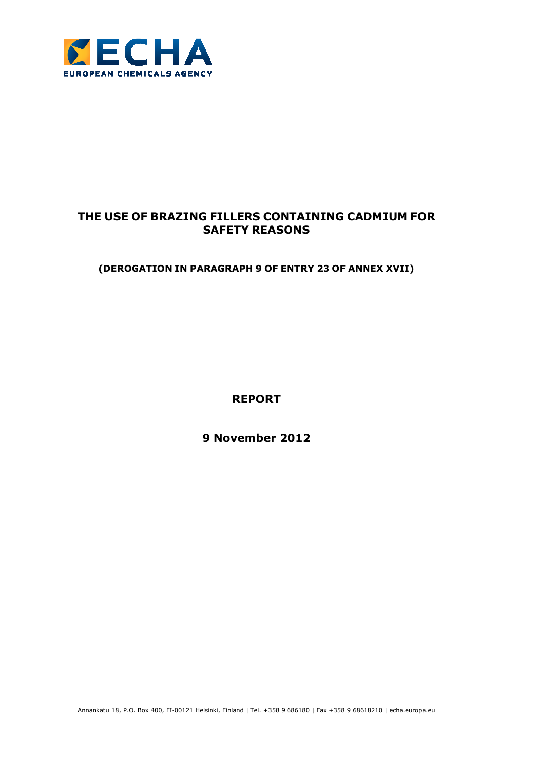# THE USE OF BRAZING FILLERS CONTAINING CADMIUM FOR SAFETY REASONS

**(DEROGATION IN PARAGRAPH 9 OF ENTRY 23 OF ANNEX XVII)**

**REPORT**

**9 November 2012**

Annankatu 18, P.O. Box 400, FI-00121 Helsinki, Finland | Tel. +358 9 686180 | Fax +358 9 68618210 | echa.europa.eu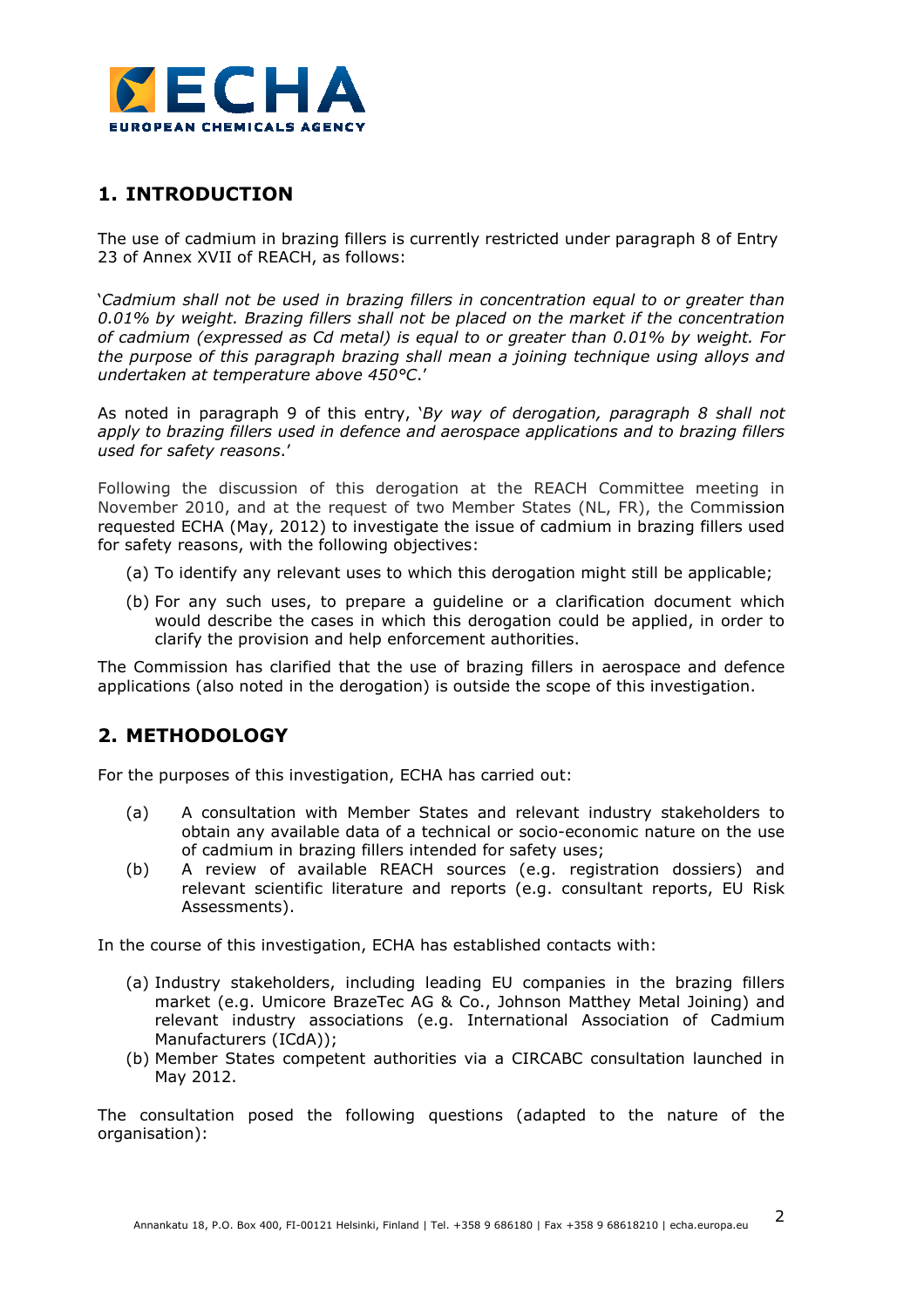## 1. INTRODUCTION

The use of cadmium in brazing fillers is currently restricted under paragraph 8 of Entry 23 of Annex XVII of REACH, as follows:

'*Cadmium shall not be used in brazing fillers in concentration equal to or greater than 0.01% by weight. Brazing fillers shall not be placed on the market if the concentration of cadmium (expressed as Cd metal) is equal to or greater than 0.01% by weight. For the purpose of this paragraph brazing shall mean a joining technique using alloys and undertaken at temperature above 450°C*.'

As noted in paragraph 9 of this entry, '*By way of derogation, paragraph 8 shall not apply to brazing fillers used in defence and aerospace applications and to brazing fillers used for safety reasons*.'

Following the discussion of this derogation at the REACH Committee meeting in November 2010, and at the request of two Member States (NL, FR), the Commission requested ECHA (May, 2012) to investigate the issue of cadmium in brazing fillers used for safety reasons, with the following objectives:

(a) To identify any relevant uses to which this derogation might still be applicable;

(b) For any such uses, to prepare a guideline or a clarification document which would describe the cases in which this derogation could be applied, in order to clarify the provision and help enforcement authorities.

The Commission has clarified that the use of brazing fillers in aerospace and defence applications (also noted in the derogation) is outside the scope of this investigation.

## 2. METHODOLOGY

For the purposes of this investigation, ECHA has carried out:

(a) A consultation with Member States and relevant industry stakeholders to obtain any available data of a technical or socio-economic nature on the use of cadmium in brazing fillers intended for safety uses;

(b) A review of available REACH sources (e.g. registration dossiers) and relevant scientific literature and reports (e.g. consultant reports, EU Risk Assessments).

In the course of this investigation, ECHA has established contacts with:

(a) Industry stakeholders, including leading EU companies in the brazing fillers market (e.g. Umicore BrazeTec AG & Co., Johnson Matthey Metal Joining) and relevant industry associations (e.g. International Association of Cadmium Manufacturers (ICdA));

(b) Member States competent authorities via a CIRCABC consultation launched in May 2012.

The consultation posed the following questions (adapted to the nature of the organisation):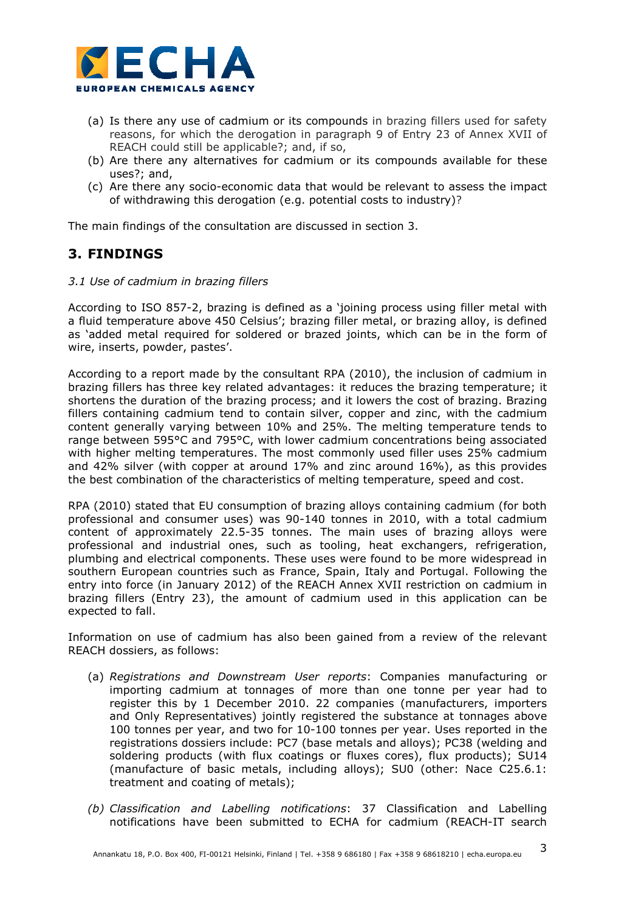(a) Is there any use of cadmium or its compounds in brazing fillers used for safety reasons, for which the derogation in paragraph 9 of Entry 23 of Annex XVII of REACH could still be applicable?; and, if so,

(b) Are there any alternatives for cadmium or its compounds available for these uses?; and,

(c) Are there any socio-economic data that would be relevant to assess the impact of withdrawing this derogation (e.g. potential costs to industry)?

The main findings of the consultation are discussed in section 3.

## 3. FINDINGS

*3.1 Use of cadmium in brazing fillers*

According to ISO 857-2, brazing is defined as a 'joining process using filler metal with a fluid temperature above 450 Celsius'; brazing filler metal, or brazing alloy, is defined as 'added metal required for soldered or brazed joints, which can be in the form of wire, inserts, powder, pastes'.

According to a report made by the consultant RPA (2010), the inclusion of cadmium in brazing fillers has three key related advantages: it reduces the brazing temperature; it shortens the duration of the brazing process; and it lowers the cost of brazing. Brazing fillers containing cadmium tend to contain silver, copper and zinc, with the cadmium content generally varying between 10% and 25%. The melting temperature tends to range between 595°C and 795°C, with lower cadmium concentrations being associated with higher melting temperatures. The most commonly used filler uses 25% cadmium and 42% silver (with copper at around 17% and zinc around 16%), as this provides the best combination of the characteristics of melting temperature, speed and cost.

RPA (2010) stated that EU consumption of brazing alloys containing cadmium (for both professional and consumer uses) was 90-140 tonnes in 2010, with a total cadmium content of approximately 22.5-35 tonnes. The main uses of brazing alloys were professional and industrial ones, such as tooling, heat exchangers, refrigeration, plumbing and electrical components. These uses were found to be more widespread in southern European countries such as France, Spain, Italy and Portugal. Following the entry into force (in January 2012) of the REACH Annex XVII restriction on cadmium in brazing fillers (Entry 23), the amount of cadmium used in this application can be expected to fall.

Information on use of cadmium has also been gained from a review of the relevant REACH dossiers, as follows:

(a) *Registrations and Downstream User reports*: Companies manufacturing or importing cadmium at tonnages of more than one tonne per year had to register this by 1 December 2010. 22 companies (manufacturers, importers and Only Representatives) jointly registered the substance at tonnages above 100 tonnes per year, and two for 10-100 tonnes per year. Uses reported in the registrations dossiers include: PC7 (base metals and alloys); PC38 (welding and soldering products (with flux coatings or fluxes cores), flux products); SU14 (manufacture of basic metals, including alloys); SU0 (other: Nace C25.6.1: treatment and coating of metals);

*(b) Classification and Labelling notifications*: 37 Classification and Labelling notifications have been submitted to ECHA for cadmium (REACH-IT search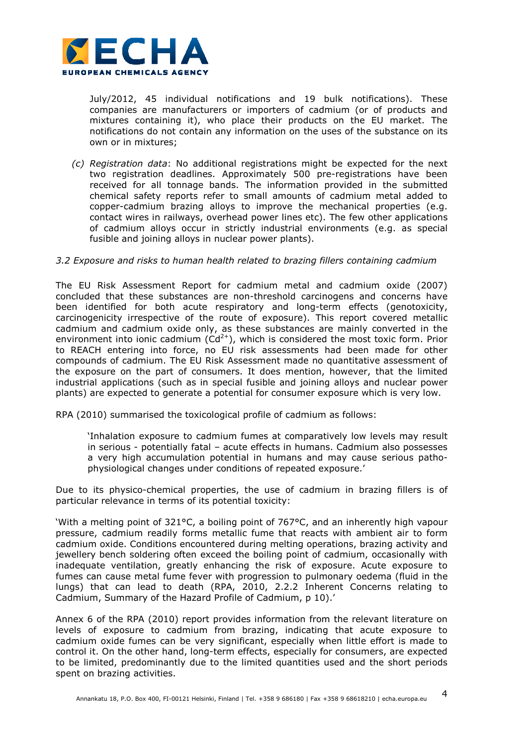July/2012, 45 individual notifications and 19 bulk notifications). These companies are manufacturers or importers of cadmium (or of products and mixtures containing it), who place their products on the EU market. The notifications do not contain any information on the uses of the substance on its own or in mixtures;

*(c) Registration data*: No additional registrations might be expected for the next two registration deadlines. Approximately 500 pre-registrations have been received for all tonnage bands. The information provided in the submitted chemical safety reports refer to small amounts of cadmium metal added to copper-cadmium brazing alloys to improve the mechanical properties (e.g. contact wires in railways, overhead power lines etc). The few other applications of cadmium alloys occur in strictly industrial environments (e.g. as special fusible and joining alloys in nuclear power plants).

*3.2 Exposure and risks to human health related to brazing fillers containing cadmium*

The EU Risk Assessment Report for cadmium metal and cadmium oxide (2007) concluded that these substances are non-threshold carcinogens and concerns have been identified for both acute respiratory and long-term effects (genotoxicity, carcinogenicity irrespective of the route of exposure). This report covered metallic cadmium and cadmium oxide only, as these substances are mainly converted in the environment into ionic cadmium ($Cd^{2+}$), which is considered the most toxic form. Prior to REACH entering into force, no EU risk assessments had been made for other compounds of cadmium. The EU Risk Assessment made no quantitative assessment of the exposure on the part of consumers. It does mention, however, that the limited industrial applications (such as in special fusible and joining alloys and nuclear power plants) are expected to generate a potential for consumer exposure which is very low.

RPA (2010) summarised the toxicological profile of cadmium as follows:

> 'Inhalation exposure to cadmium fumes at comparatively low levels may result in serious - potentially fatal – acute effects in humans. Cadmium also possesses a very high accumulation potential in humans and may cause serious patho-physiological changes under conditions of repeated exposure.'

Due to its physico-chemical properties, the use of cadmium in brazing fillers is of particular relevance in terms of its potential toxicity:

'With a melting point of 321°C, a boiling point of 767°C, and an inherently high vapour pressure, cadmium readily forms metallic fume that reacts with ambient air to form cadmium oxide. Conditions encountered during melting operations, brazing activity and jewellery bench soldering often exceed the boiling point of cadmium, occasionally with inadequate ventilation, greatly enhancing the risk of exposure. Acute exposure to fumes can cause metal fume fever with progression to pulmonary oedema (fluid in the lungs) that can lead to death (RPA, 2010, 2.2.2 Inherent Concerns relating to Cadmium, Summary of the Hazard Profile of Cadmium, p 10).'

Annex 6 of the RPA (2010) report provides information from the relevant literature on levels of exposure to cadmium from brazing, indicating that acute exposure to cadmium oxide fumes can be very significant, especially when little effort is made to control it. On the other hand, long-term effects, especially for consumers, are expected to be limited, predominantly due to the limited quantities used and the short periods spent on brazing activities.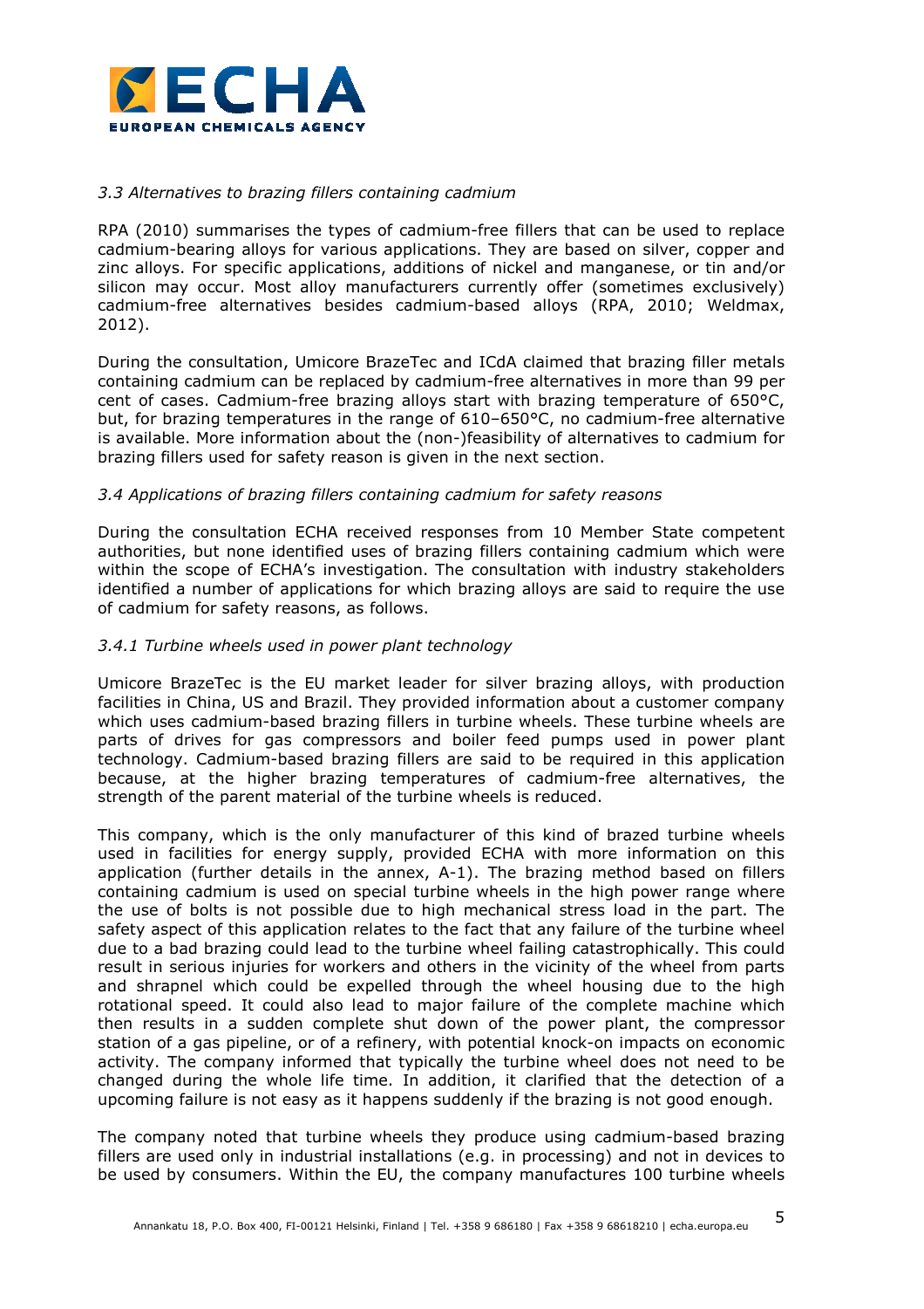### *3.3 Alternatives to brazing fillers containing cadmium*

RPA (2010) summarises the types of cadmium-free fillers that can be used to replace cadmium-bearing alloys for various applications. They are based on silver, copper and zinc alloys. For specific applications, additions of nickel and manganese, or tin and/or silicon may occur. Most alloy manufacturers currently offer (sometimes exclusively) cadmium-free alternatives besides cadmium-based alloys (RPA, 2010; Weldmax, 2012).

During the consultation, Umicore BrazeTec and ICdA claimed that brazing filler metals containing cadmium can be replaced by cadmium-free alternatives in more than 99 per cent of cases. Cadmium-free brazing alloys start with brazing temperature of 650°C, but, for brazing temperatures in the range of 610–650°C, no cadmium-free alternative is available. More information about the (non-)feasibility of alternatives to cadmium for brazing fillers used for safety reason is given in the next section.

### *3.4 Applications of brazing fillers containing cadmium for safety reasons*

During the consultation ECHA received responses from 10 Member State competent authorities, but none identified uses of brazing fillers containing cadmium which were within the scope of ECHA's investigation. The consultation with industry stakeholders identified a number of applications for which brazing alloys are said to require the use of cadmium for safety reasons, as follows.

#### *3.4.1 Turbine wheels used in power plant technology*

Umicore BrazeTec is the EU market leader for silver brazing alloys, with production facilities in China, US and Brazil. They provided information about a customer company which uses cadmium-based brazing fillers in turbine wheels. These turbine wheels are parts of drives for gas compressors and boiler feed pumps used in power plant technology. Cadmium-based brazing fillers are said to be required in this application because, at the higher brazing temperatures of cadmium-free alternatives, the strength of the parent material of the turbine wheels is reduced.

This company, which is the only manufacturer of this kind of brazed turbine wheels used in facilities for energy supply, provided ECHA with more information on this application (further details in the annex, A-1). The brazing method based on fillers containing cadmium is used on special turbine wheels in the high power range where the use of bolts is not possible due to high mechanical stress load in the part. The safety aspect of this application relates to the fact that any failure of the turbine wheel due to a bad brazing could lead to the turbine wheel failing catastrophically. This could result in serious injuries for workers and others in the vicinity of the wheel from parts and shrapnel which could be expelled through the wheel housing due to the high rotational speed. It could also lead to major failure of the complete machine which then results in a sudden complete shut down of the power plant, the compressor station of a gas pipeline, or of a refinery, with potential knock-on impacts on economic activity. The company informed that typically the turbine wheel does not need to be changed during the whole life time. In addition, it clarified that the detection of a upcoming failure is not easy as it happens suddenly if the brazing is not good enough.

The company noted that turbine wheels they produce using cadmium-based brazing fillers are used only in industrial installations (e.g. in processing) and not in devices to be used by consumers. Within the EU, the company manufactures 100 turbine wheels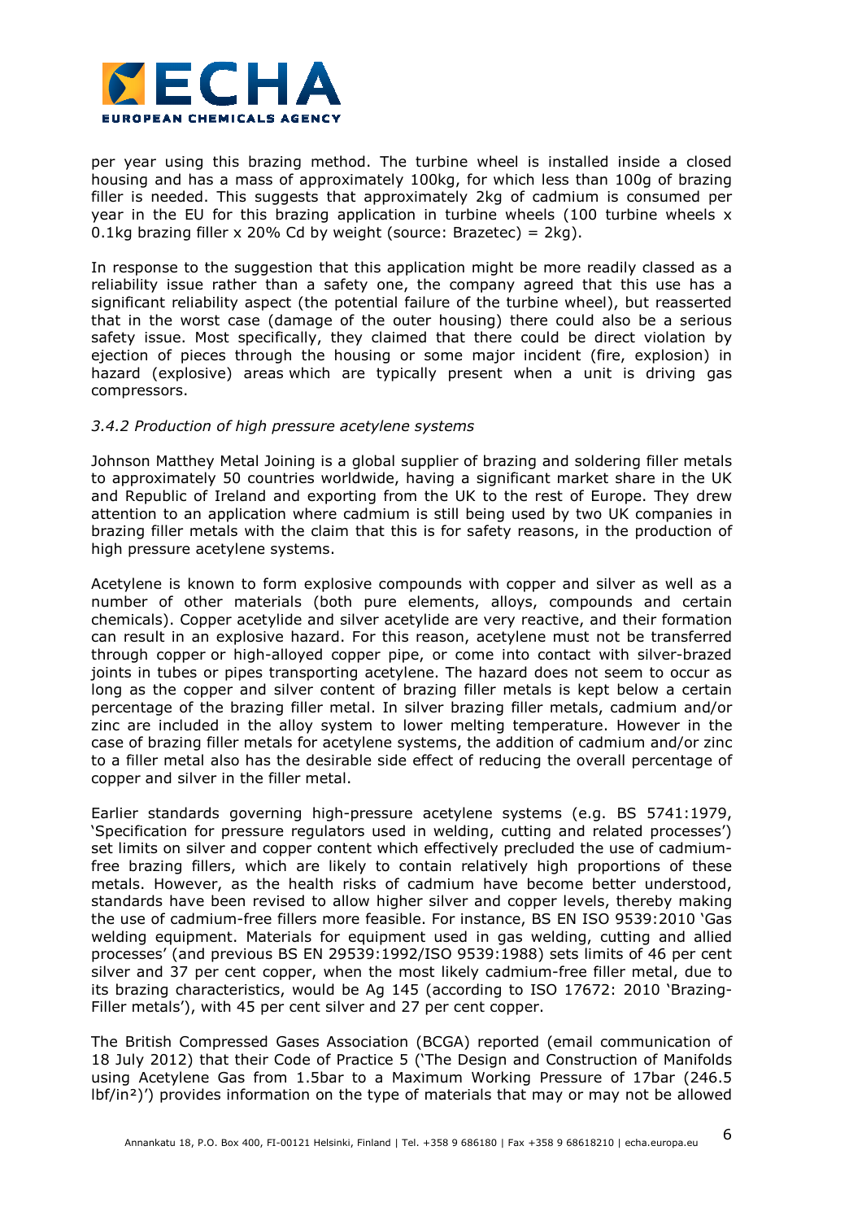per year using this brazing method. The turbine wheel is installed inside a closed housing and has a mass of approximately 100kg, for which less than 100g of brazing filler is needed. This suggests that approximately 2kg of cadmium is consumed per year in the EU for this brazing application in turbine wheels (100 turbine wheels x 0.1kg brazing filler x 20% Cd by weight (source: Brazetec) = 2kg).

In response to the suggestion that this application might be more readily classed as a reliability issue rather than a safety one, the company agreed that this use has a significant reliability aspect (the potential failure of the turbine wheel), but reasserted that in the worst case (damage of the outer housing) there could also be a serious safety issue. Most specifically, they claimed that there could be direct violation by ejection of pieces through the housing or some major incident (fire, explosion) in hazard (explosive) areas which are typically present when a unit is driving gas compressors.

*3.4.2 Production of high pressure acetylene systems*

Johnson Matthey Metal Joining is a global supplier of brazing and soldering filler metals to approximately 50 countries worldwide, having a significant market share in the UK and Republic of Ireland and exporting from the UK to the rest of Europe. They drew attention to an application where cadmium is still being used by two UK companies in brazing filler metals with the claim that this is for safety reasons, in the production of high pressure acetylene systems.

Acetylene is known to form explosive compounds with copper and silver as well as a number of other materials (both pure elements, alloys, compounds and certain chemicals). Copper acetylide and silver acetylide are very reactive, and their formation can result in an explosive hazard. For this reason, acetylene must not be transferred through copper or high-alloyed copper pipe, or come into contact with silver-brazed joints in tubes or pipes transporting acetylene. The hazard does not seem to occur as long as the copper and silver content of brazing filler metals is kept below a certain percentage of the brazing filler metal. In silver brazing filler metals, cadmium and/or zinc are included in the alloy system to lower melting temperature. However in the case of brazing filler metals for acetylene systems, the addition of cadmium and/or zinc to a filler metal also has the desirable side effect of reducing the overall percentage of copper and silver in the filler metal.

Earlier standards governing high-pressure acetylene systems (e.g. BS 5741:1979, 'Specification for pressure regulators used in welding, cutting and related processes') set limits on silver and copper content which effectively precluded the use of cadmium-free brazing fillers, which are likely to contain relatively high proportions of these metals. However, as the health risks of cadmium have become better understood, standards have been revised to allow higher silver and copper levels, thereby making the use of cadmium-free fillers more feasible. For instance, BS EN ISO 9539:2010 'Gas welding equipment. Materials for equipment used in gas welding, cutting and allied processes' (and previous BS EN 29539:1992/ISO 9539:1988) sets limits of 46 per cent silver and 37 per cent copper, when the most likely cadmium-free filler metal, due to its brazing characteristics, would be Ag 145 (according to ISO 17672: 2010 'Brazing-Filler metals'), with 45 per cent silver and 27 per cent copper.

The British Compressed Gases Association (BCGA) reported (email communication of 18 July 2012) that their Code of Practice 5 ('The Design and Construction of Manifolds using Acetylene Gas from 1.5bar to a Maximum Working Pressure of 17bar (246.5 lbf/in²)') provides information on the type of materials that may or may not be allowed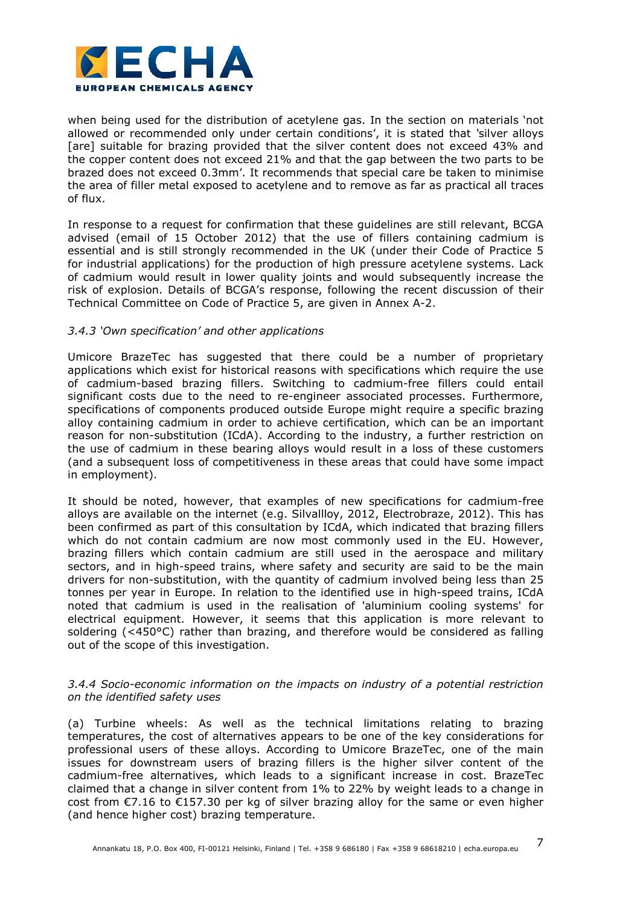when being used for the distribution of acetylene gas. In the section on materials 'not allowed or recommended only under certain conditions', it is stated that 'silver alloys [are] suitable for brazing provided that the silver content does not exceed 43% and the copper content does not exceed 21% and that the gap between the two parts to be brazed does not exceed 0.3mm'. It recommends that special care be taken to minimise the area of filler metal exposed to acetylene and to remove as far as practical all traces of flux.

In response to a request for confirmation that these guidelines are still relevant, BCGA advised (email of 15 October 2012) that the use of fillers containing cadmium is essential and is still strongly recommended in the UK (under their Code of Practice 5 for industrial applications) for the production of high pressure acetylene systems. Lack of cadmium would result in lower quality joints and would subsequently increase the risk of explosion. Details of BCGA's response, following the recent discussion of their Technical Committee on Code of Practice 5, are given in Annex A-2.

### *3.4.3 'Own specification' and other applications*

Umicore BrazeTec has suggested that there could be a number of proprietary applications which exist for historical reasons with specifications which require the use of cadmium-based brazing fillers. Switching to cadmium-free fillers could entail significant costs due to the need to re-engineer associated processes. Furthermore, specifications of components produced outside Europe might require a specific brazing alloy containing cadmium in order to achieve certification, which can be an important reason for non-substitution (ICdA). According to the industry, a further restriction on the use of cadmium in these bearing alloys would result in a loss of these customers (and a subsequent loss of competitiveness in these areas that could have some impact in employment).

It should be noted, however, that examples of new specifications for cadmium-free alloys are available on the internet (e.g. Silvallloy, 2012, Electrobraze, 2012). This has been confirmed as part of this consultation by ICdA, which indicated that brazing fillers which do not contain cadmium are now most commonly used in the EU. However, brazing fillers which contain cadmium are still used in the aerospace and military sectors, and in high-speed trains, where safety and security are said to be the main drivers for non-substitution, with the quantity of cadmium involved being less than 25 tonnes per year in Europe. In relation to the identified use in high-speed trains, ICdA noted that cadmium is used in the realisation of 'aluminium cooling systems' for electrical equipment. However, it seems that this application is more relevant to soldering (<450°C) rather than brazing, and therefore would be considered as falling out of the scope of this investigation.

### *3.4.4 Socio-economic information on the impacts on industry of a potential restriction on the identified safety uses*

(a) Turbine wheels: As well as the technical limitations relating to brazing temperatures, the cost of alternatives appears to be one of the key considerations for professional users of these alloys. According to Umicore BrazeTec, one of the main issues for downstream users of brazing fillers is the higher silver content of the cadmium-free alternatives, which leads to a significant increase in cost. BrazeTec claimed that a change in silver content from 1% to 22% by weight leads to a change in cost from €7.16 to €157.30 per kg of silver brazing alloy for the same or even higher (and hence higher cost) brazing temperature.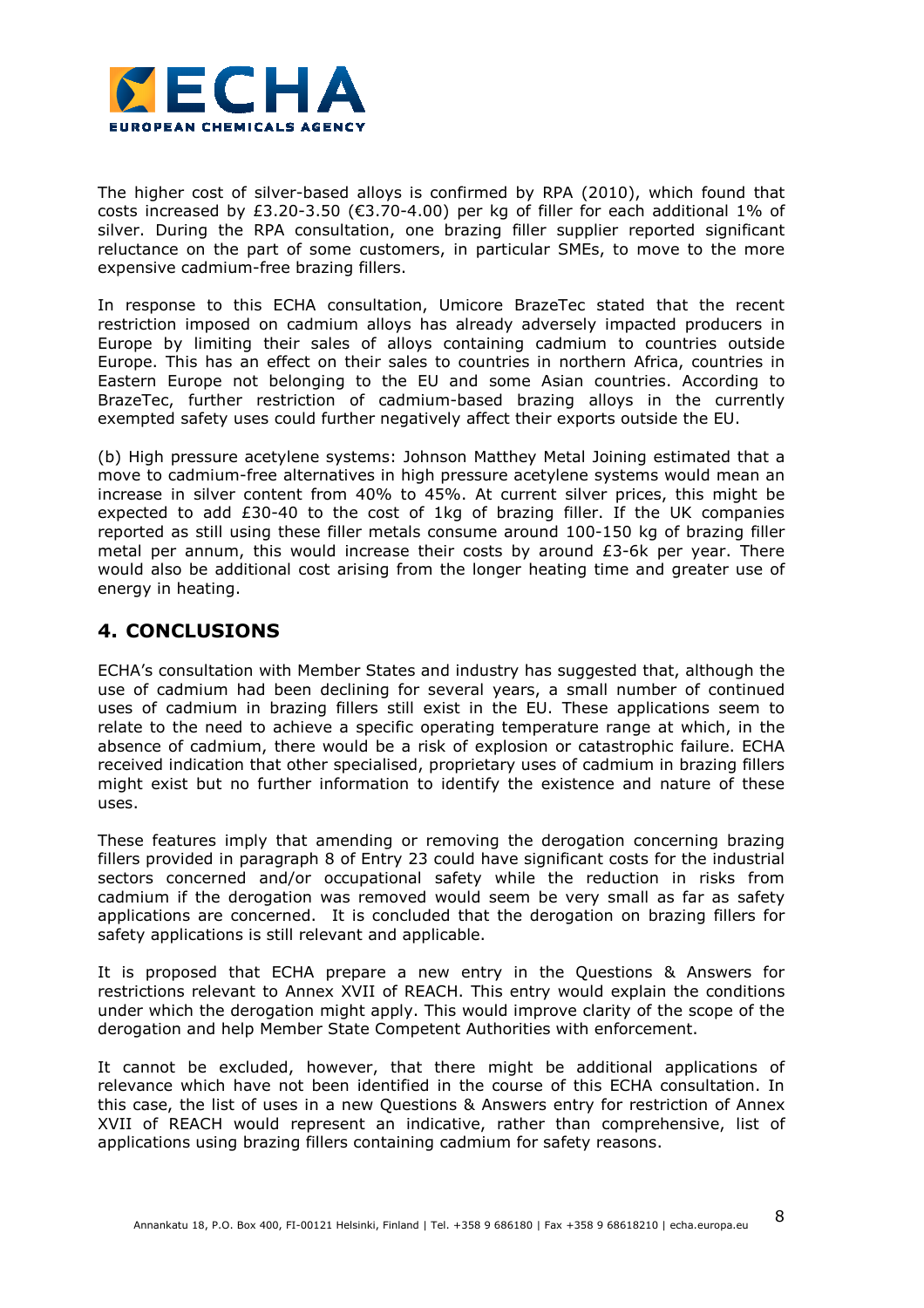The higher cost of silver-based alloys is confirmed by RPA (2010), which found that costs increased by £3.20-3.50 (€3.70-4.00) per kg of filler for each additional 1% of silver. During the RPA consultation, one brazing filler supplier reported significant reluctance on the part of some customers, in particular SMEs, to move to the more expensive cadmium-free brazing fillers.

In response to this ECHA consultation, Umicore BrazeTec stated that the recent restriction imposed on cadmium alloys has already adversely impacted producers in Europe by limiting their sales of alloys containing cadmium to countries outside Europe. This has an effect on their sales to countries in northern Africa, countries in Eastern Europe not belonging to the EU and some Asian countries. According to BrazeTec, further restriction of cadmium-based brazing alloys in the currently exempted safety uses could further negatively affect their exports outside the EU.

(b) High pressure acetylene systems: Johnson Matthey Metal Joining estimated that a move to cadmium-free alternatives in high pressure acetylene systems would mean an increase in silver content from 40% to 45%. At current silver prices, this might be expected to add £30-40 to the cost of 1kg of brazing filler. If the UK companies reported as still using these filler metals consume around 100-150 kg of brazing filler metal per annum, this would increase their costs by around £3-6k per year. There would also be additional cost arising from the longer heating time and greater use of energy in heating.

## 4. CONCLUSIONS

ECHA's consultation with Member States and industry has suggested that, although the use of cadmium had been declining for several years, a small number of continued uses of cadmium in brazing fillers still exist in the EU. These applications seem to relate to the need to achieve a specific operating temperature range at which, in the absence of cadmium, there would be a risk of explosion or catastrophic failure. ECHA received indication that other specialised, proprietary uses of cadmium in brazing fillers might exist but no further information to identify the existence and nature of these uses.

These features imply that amending or removing the derogation concerning brazing fillers provided in paragraph 8 of Entry 23 could have significant costs for the industrial sectors concerned and/or occupational safety while the reduction in risks from cadmium if the derogation was removed would seem be very small as far as safety applications are concerned. It is concluded that the derogation on brazing fillers for safety applications is still relevant and applicable.

It is proposed that ECHA prepare a new entry in the Questions & Answers for restrictions relevant to Annex XVII of REACH. This entry would explain the conditions under which the derogation might apply. This would improve clarity of the scope of the derogation and help Member State Competent Authorities with enforcement.

It cannot be excluded, however, that there might be additional applications of relevance which have not been identified in the course of this ECHA consultation. In this case, the list of uses in a new Questions & Answers entry for restriction of Annex XVII of REACH would represent an indicative, rather than comprehensive, list of applications using brazing fillers containing cadmium for safety reasons.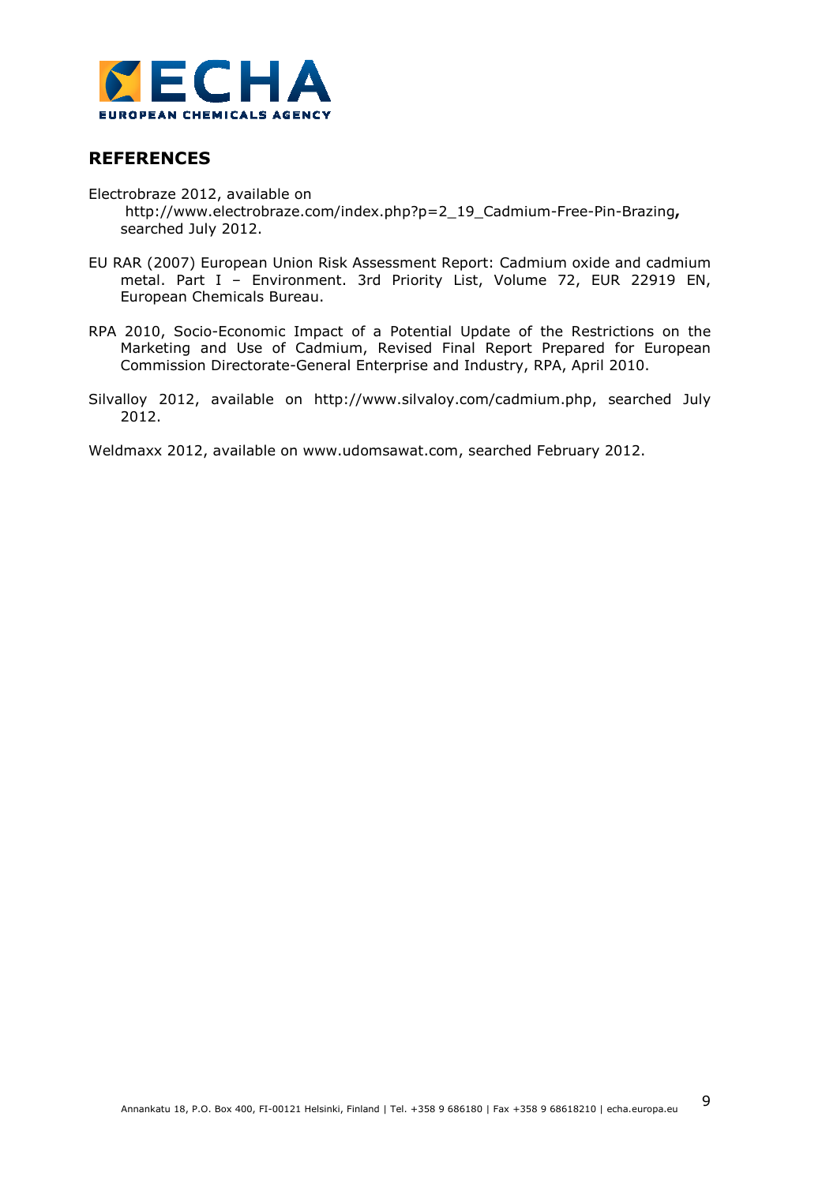## REFERENCES

Electrobraze 2012, available on http://www.electrobraze.com/index.php?p=2_19_Cadmium-Free-Pin-Brazing**,** searched July 2012.

EU RAR (2007) European Union Risk Assessment Report: Cadmium oxide and cadmium metal. Part I – Environment. 3rd Priority List, Volume 72, EUR 22919 EN, European Chemicals Bureau.

RPA 2010, Socio-Economic Impact of a Potential Update of the Restrictions on the Marketing and Use of Cadmium, Revised Final Report Prepared for European Commission Directorate-General Enterprise and Industry, RPA, April 2010.

Silvalloy 2012, available on http://www.silvaloy.com/cadmium.php, searched July 2012.

Weldmaxx 2012, available on www.udomsawat.com, searched February 2012.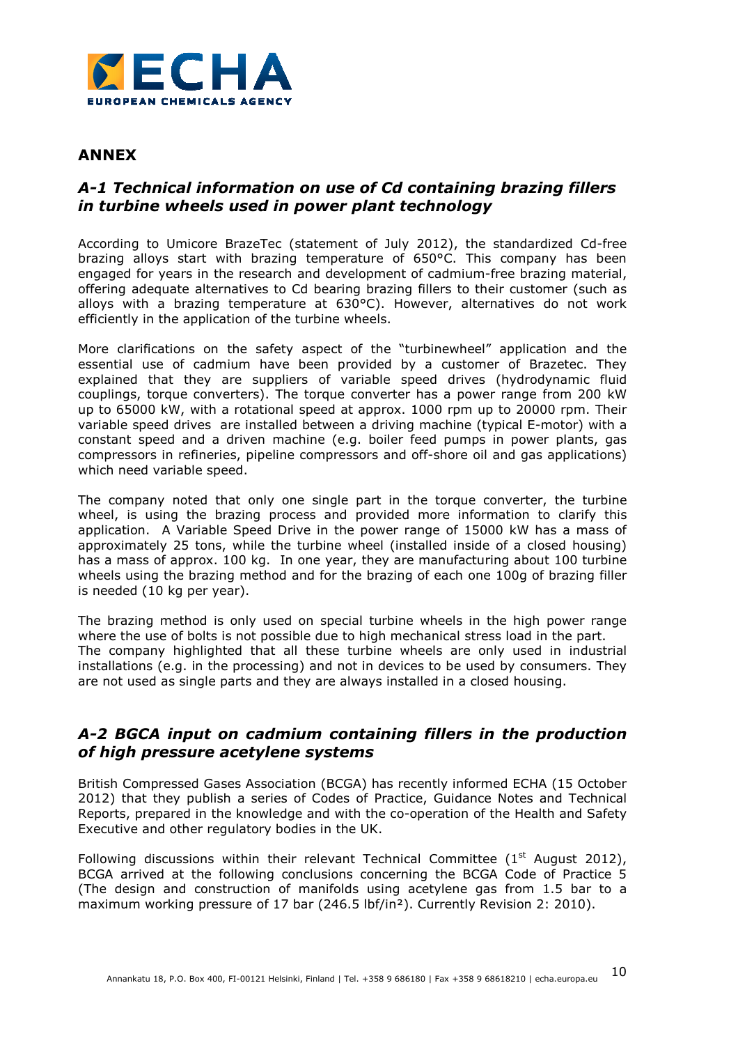## ANNEX

### *A-1 Technical information on use of Cd containing brazing fillers in turbine wheels used in power plant technology*

According to Umicore BrazeTec (statement of July 2012), the standardized Cd-free brazing alloys start with brazing temperature of 650°C. This company has been engaged for years in the research and development of cadmium-free brazing material, offering adequate alternatives to Cd bearing brazing fillers to their customer (such as alloys with a brazing temperature at 630°C). However, alternatives do not work efficiently in the application of the turbine wheels.

More clarifications on the safety aspect of the "turbinewheel" application and the essential use of cadmium have been provided by a customer of Brazetec. They explained that they are suppliers of variable speed drives (hydrodynamic fluid couplings, torque converters). The torque converter has a power range from 200 kW up to 65000 kW, with a rotational speed at approx. 1000 rpm up to 20000 rpm. Their variable speed drives are installed between a driving machine (typical E-motor) with a constant speed and a driven machine (e.g. boiler feed pumps in power plants, gas compressors in refineries, pipeline compressors and off-shore oil and gas applications) which need variable speed.

The company noted that only one single part in the torque converter, the turbine wheel, is using the brazing process and provided more information to clarify this application. A Variable Speed Drive in the power range of 15000 kW has a mass of approximately 25 tons, while the turbine wheel (installed inside of a closed housing) has a mass of approx. 100 kg. In one year, they are manufacturing about 100 turbine wheels using the brazing method and for the brazing of each one 100g of brazing filler is needed (10 kg per year).

The brazing method is only used on special turbine wheels in the high power range where the use of bolts is not possible due to high mechanical stress load in the part. The company highlighted that all these turbine wheels are only used in industrial installations (e.g. in the processing) and not in devices to be used by consumers. They are not used as single parts and they are always installed in a closed housing.

### *A-2 BGCA input on cadmium containing fillers in the production of high pressure acetylene systems*

British Compressed Gases Association (BCGA) has recently informed ECHA (15 October 2012) that they publish a series of Codes of Practice, Guidance Notes and Technical Reports, prepared in the knowledge and with the co-operation of the Health and Safety Executive and other regulatory bodies in the UK.

Following discussions within their relevant Technical Committee (1st August 2012), BCGA arrived at the following conclusions concerning the BCGA Code of Practice 5 (The design and construction of manifolds using acetylene gas from 1.5 bar to a maximum working pressure of 17 bar (246.5 lbf/in²). Currently Revision 2: 2010).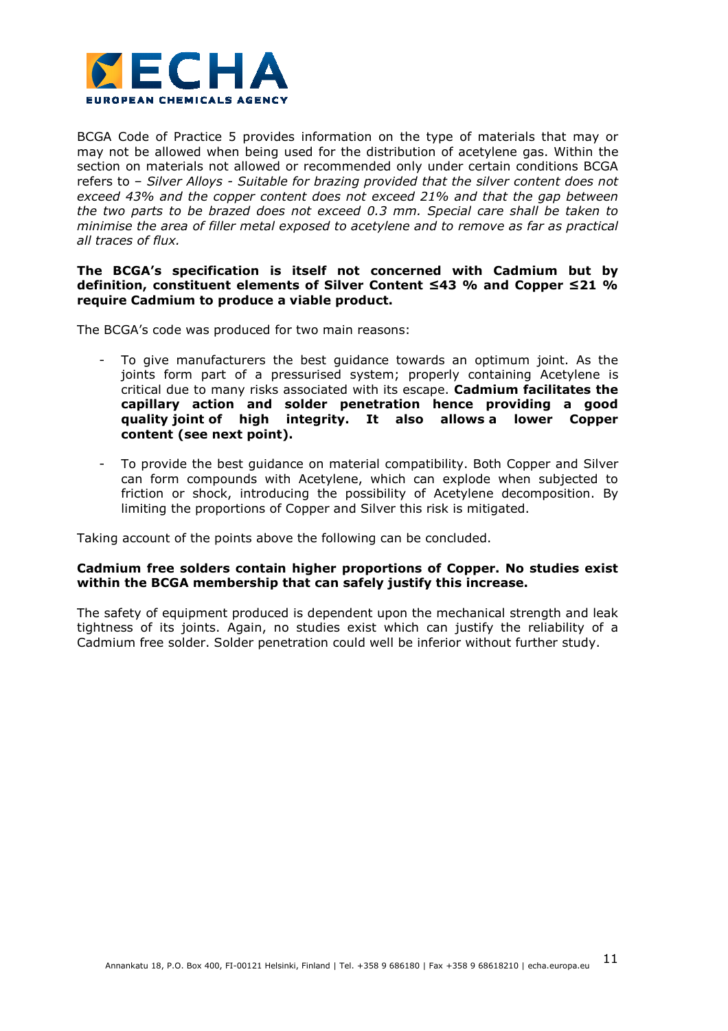BCGA Code of Practice 5 provides information on the type of materials that may or may not be allowed when being used for the distribution of acetylene gas. Within the section on materials not allowed or recommended only under certain conditions BCGA refers to – *Silver Alloys - Suitable for brazing provided that the silver content does not exceed 43% and the copper content does not exceed 21% and that the gap between the two parts to be brazed does not exceed 0.3 mm. Special care shall be taken to minimise the area of filler metal exposed to acetylene and to remove as far as practical all traces of flux.*

**The BCGA's specification is itself not concerned with Cadmium but by definition, constituent elements of Silver Content ≤43 % and Copper ≤21 % require Cadmium to produce a viable product.**

The BCGA's code was produced for two main reasons:

- To give manufacturers the best guidance towards an optimum joint. As the joints form part of a pressurised system; properly containing Acetylene is critical due to many risks associated with its escape. **Cadmium facilitates the capillary action and solder penetration hence providing a good quality joint of high integrity. It also allows a lower Copper content (see next point).**
- To provide the best guidance on material compatibility. Both Copper and Silver can form compounds with Acetylene, which can explode when subjected to friction or shock, introducing the possibility of Acetylene decomposition. By limiting the proportions of Copper and Silver this risk is mitigated.

Taking account of the points above the following can be concluded.

**Cadmium free solders contain higher proportions of Copper. No studies exist within the BCGA membership that can safely justify this increase.**

The safety of equipment produced is dependent upon the mechanical strength and leak tightness of its joints. Again, no studies exist which can justify the reliability of a Cadmium free solder. Solder penetration could well be inferior without further study.